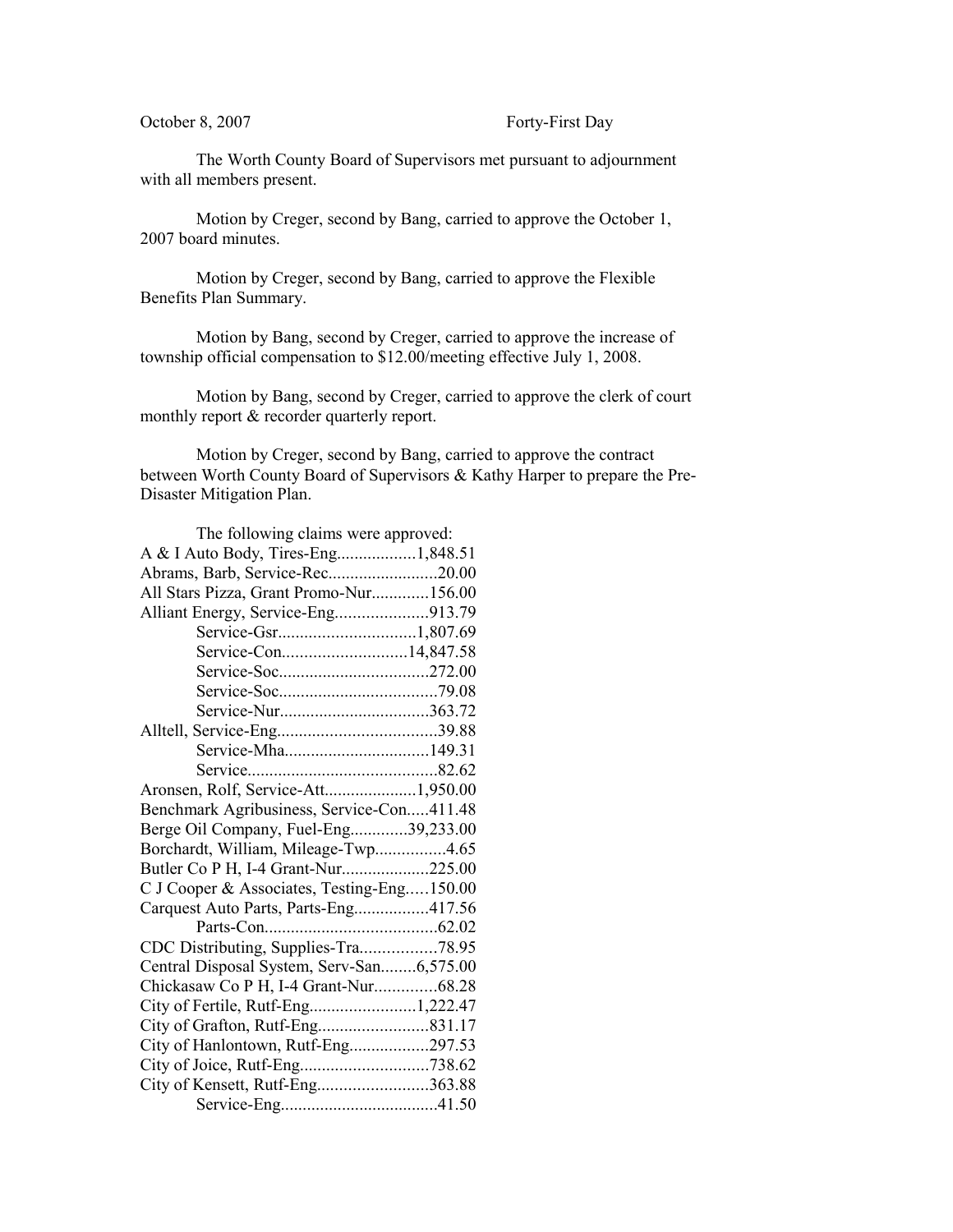October 8, 2007 Forty-First Day

The Worth County Board of Supervisors met pursuant to adjournment with all members present.

Motion by Creger, second by Bang, carried to approve the October 1, 2007 board minutes.

Motion by Creger, second by Bang, carried to approve the Flexible Benefits Plan Summary.

Motion by Bang, second by Creger, carried to approve the increase of township official compensation to $12.00/meeting effective July 1, 2008.

Motion by Bang, second by Creger, carried to approve the clerk of court monthly report & recorder quarterly report.

Motion by Creger, second by Bang, carried to approve the contract between Worth County Board of Supervisors & Kathy Harper to prepare the Pre-Disaster Mitigation Plan.

The following claims were approved:

A & I Auto Body, Tires-Eng..................1,848.51
Abrams, Barb, Service-Rec.........................20.00
All Stars Pizza, Grant Promo-Nur.............156.00
Alliant Energy, Service-Eng.....................913.79
Service-Gsr...............................1,807.69
Service-Con............................14,847.58
Service-Soc..................................272.00
Service-Soc....................................79.08
Service-Nur..................................363.72
Alltell, Service-Eng....................................39.88
Service-Mha.................................149.31
Service...........................................82.62
Aronsen, Rolf, Service-Att.....................1,950.00
Benchmark Agribusiness, Service-Con.....411.48
Berge Oil Company, Fuel-Eng.............39,233.00
Borchardt, William, Mileage-Twp................4.65
Butler Co P H, I-4 Grant-Nur...................225.00
C J Cooper & Associates, Testing-Eng.....150.00
Carquest Auto Parts, Parts-Eng.................417.56
Parts-Con.......................................62.02
CDC Distributing, Supplies-Tra.................78.95
Central Disposal System, Serv-San........6,575.00
Chickasaw Co P H, I-4 Grant-Nur..............68.28
City of Fertile, Rutf-Eng........................1,222.47
City of Grafton, Rutf-Eng.........................831.17
City of Hanlontown, Rutf-Eng..................297.53
City of Joice, Rutf-Eng.............................738.62
City of Kensett, Rutf-Eng.........................363.88
Service-Eng...................................41.50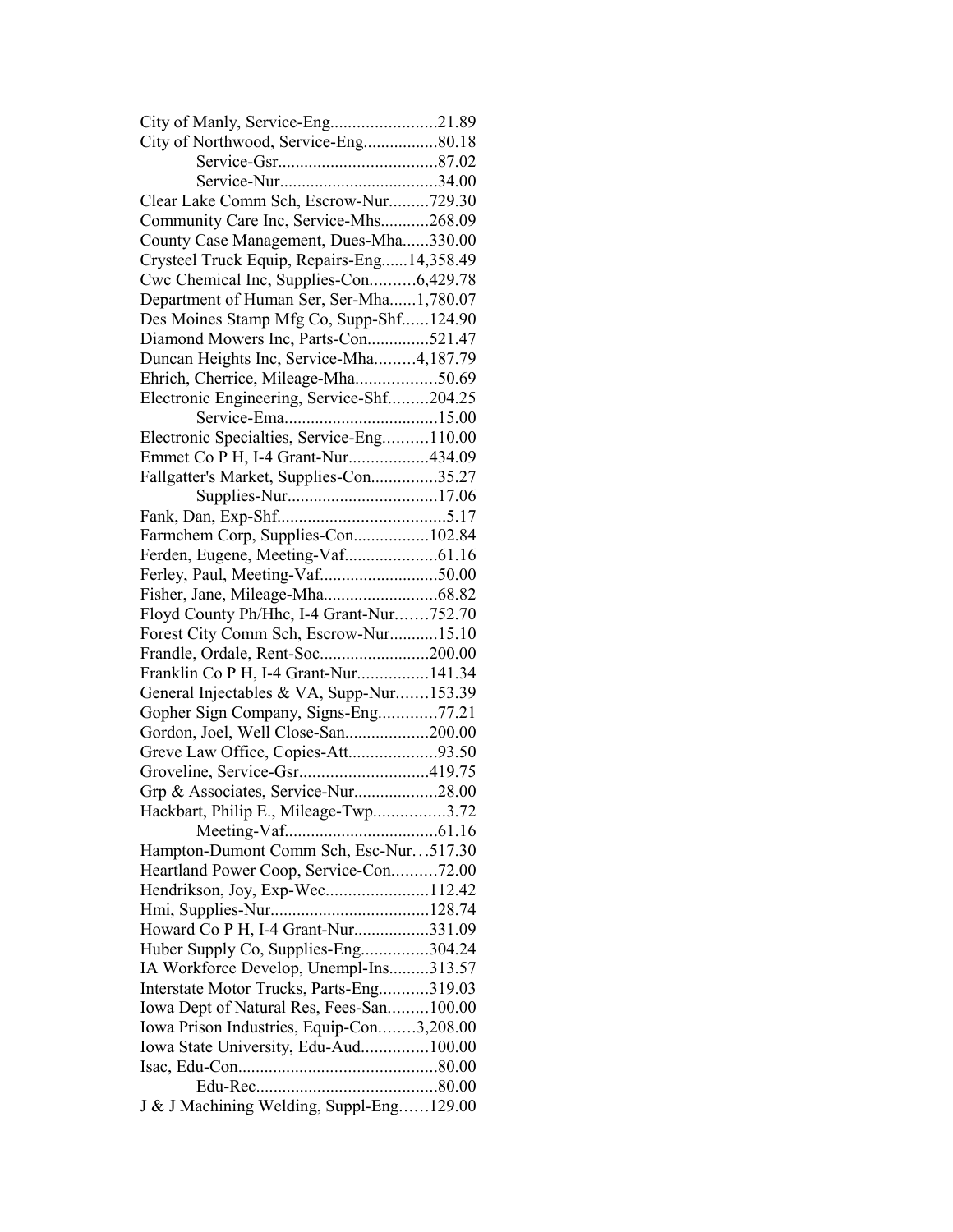City of Manly, Service-Eng........................21.89
City of Northwood, Service-Eng.................80.18
Service-Gsr....................................87.02
Service-Nur....................................34.00
Clear Lake Comm Sch, Escrow-Nur.........729.30
Community Care Inc, Service-Mhs...........268.09
County Case Management, Dues-Mha......330.00
Crysteel Truck Equip, Repairs-Eng......14,358.49
Cwc Chemical Inc, Supplies-Con..........6,429.78
Department of Human Ser, Ser-Mha......1,780.07
Des Moines Stamp Mfg Co, Supp-Shf......124.90
Diamond Mowers Inc, Parts-Con..............521.47
Duncan Heights Inc, Service-Mha.........4,187.79
Ehrich, Cherrice, Mileage-Mha..................50.69
Electronic Engineering, Service-Shf.........204.25
Service-Ema..................................15.00
Electronic Specialties, Service-Eng..........110.00
Emmet Co P H, I-4 Grant-Nur..................434.09
Fallgatter's Market, Supplies-Con...............35.27
Supplies-Nur..................................17.06
Fank, Dan, Exp-Shf......................................5.17
Farmchem Corp, Supplies-Con.................102.84
Ferden, Eugene, Meeting-Vaf.....................61.16
Ferley, Paul, Meeting-Vaf..........................50.00
Fisher, Jane, Mileage-Mha..........................68.82
Floyd County Ph/Hhc, I-4 Grant-Nur.......752.70
Forest City Comm Sch, Escrow-Nur...........15.10
Frandle, Ordale, Rent-Soc........................200.00
Franklin Co P H, I-4 Grant-Nur................141.34
General Injectables & VA, Supp-Nur.......153.39
Gopher Sign Company, Signs-Eng.............77.21
Gordon, Joel, Well Close-San...................200.00
Greve Law Office, Copies-Att....................93.50
Groveline, Service-Gsr............................419.75
Grp & Associates, Service-Nur...................28.00
Hackbart, Philip E., Mileage-Twp................3.72
Meeting-Vaf..................................61.16
Hampton-Dumont Comm Sch, Esc-Nur...517.30
Heartland Power Coop, Service-Con..........72.00
Hendrikson, Joy, Exp-Wec.......................112.42
Hmi, Supplies-Nur....................................128.74
Howard Co P H, I-4 Grant-Nur.................331.09
Huber Supply Co, Supplies-Eng...............304.24
IA Workforce Develop, Unempl-Ins.........313.57
Interstate Motor Trucks, Parts-Eng...........319.03
Iowa Dept of Natural Res, Fees-San.........100.00
Iowa Prison Industries, Equip-Con........3,208.00
Iowa State University, Edu-Aud...............100.00
Isac, Edu-Con.............................................80.00
Edu-Rec.........................................80.00
J & J Machining Welding, Suppl-Eng......129.00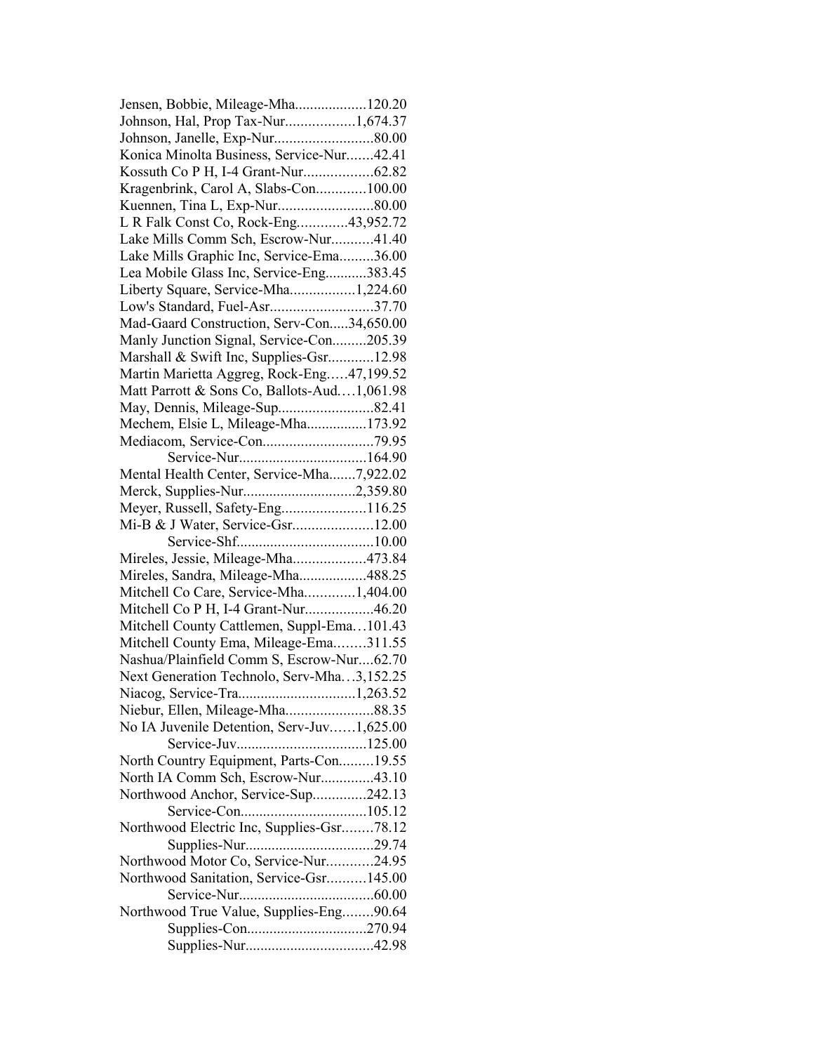Jensen, Bobbie, Mileage-Mha...................120.20
Johnson, Hal, Prop Tax-Nur..................1,674.37
Johnson, Janelle, Exp-Nur...........................80.00
Konica Minolta Business, Service-Nur.......42.41
Kossuth Co P H, I-4 Grant-Nur..................62.82
Kragenbrink, Carol A, Slabs-Con.............100.00
Kuennen, Tina L, Exp-Nur..........................80.00
L R Falk Const Co, Rock-Eng.............43,952.72
Lake Mills Comm Sch, Escrow-Nur...........41.40
Lake Mills Graphic Inc, Service-Ema.........36.00
Lea Mobile Glass Inc, Service-Eng...........383.45
Liberty Square, Service-Mha.................1,224.60
Low's Standard, Fuel-Asr...........................37.70
Mad-Gaard Construction, Serv-Con.....34,650.00
Manly Junction Signal, Service-Con.........205.39
Marshall & Swift Inc, Supplies-Gsr............12.98
Martin Marietta Aggreg, Rock-Eng…..47,199.52
Matt Parrott & Sons Co, Ballots-Aud.…1,061.98
May, Dennis, Mileage-Sup.........................82.41
Mechem, Elsie L, Mileage-Mha................173.92
Mediacom, Service-Con.............................79.95
Service-Nur.................................164.90
Mental Health Center, Service-Mha.......7,922.02
Merck, Supplies-Nur.............................2,359.80
Meyer, Russell, Safety-Eng......................116.25
Mi-B & J Water, Service-Gsr.....................12.00
Service-Shf....................................10.00
Mireles, Jessie, Mileage-Mha...................473.84
Mireles, Sandra, Mileage-Mha..................488.25
Mitchell Co Care, Service-Mha.............1,404.00
Mitchell Co P H, I-4 Grant-Nur..................46.20
Mitchell County Cattlemen, Suppl-Ema…101.43
Mitchell County Ema, Mileage-Ema........311.55
Nashua/Plainfield Comm S, Escrow-Nur....62.70
Next Generation Technolo, Serv-Mha…3,152.25
Niacog, Service-Tra...............................1,263.52
Niebur, Ellen, Mileage-Mha.......................88.35
No IA Juvenile Detention, Serv-Juv……1,625.00
Service-Juv..................................125.00
North Country Equipment, Parts-Con.........19.55
North IA Comm Sch, Escrow-Nur..............43.10
Northwood Anchor, Service-Sup..............242.13
Service-Con.................................105.12
Northwood Electric Inc, Supplies-Gsr........78.12
Supplies-Nur..................................29.74
Northwood Motor Co, Service-Nur............24.95
Northwood Sanitation, Service-Gsr..........145.00
Service-Nur....................................60.00
Northwood True Value, Supplies-Eng........90.64
Supplies-Con...............................270.94
Supplies-Nur.................................42.98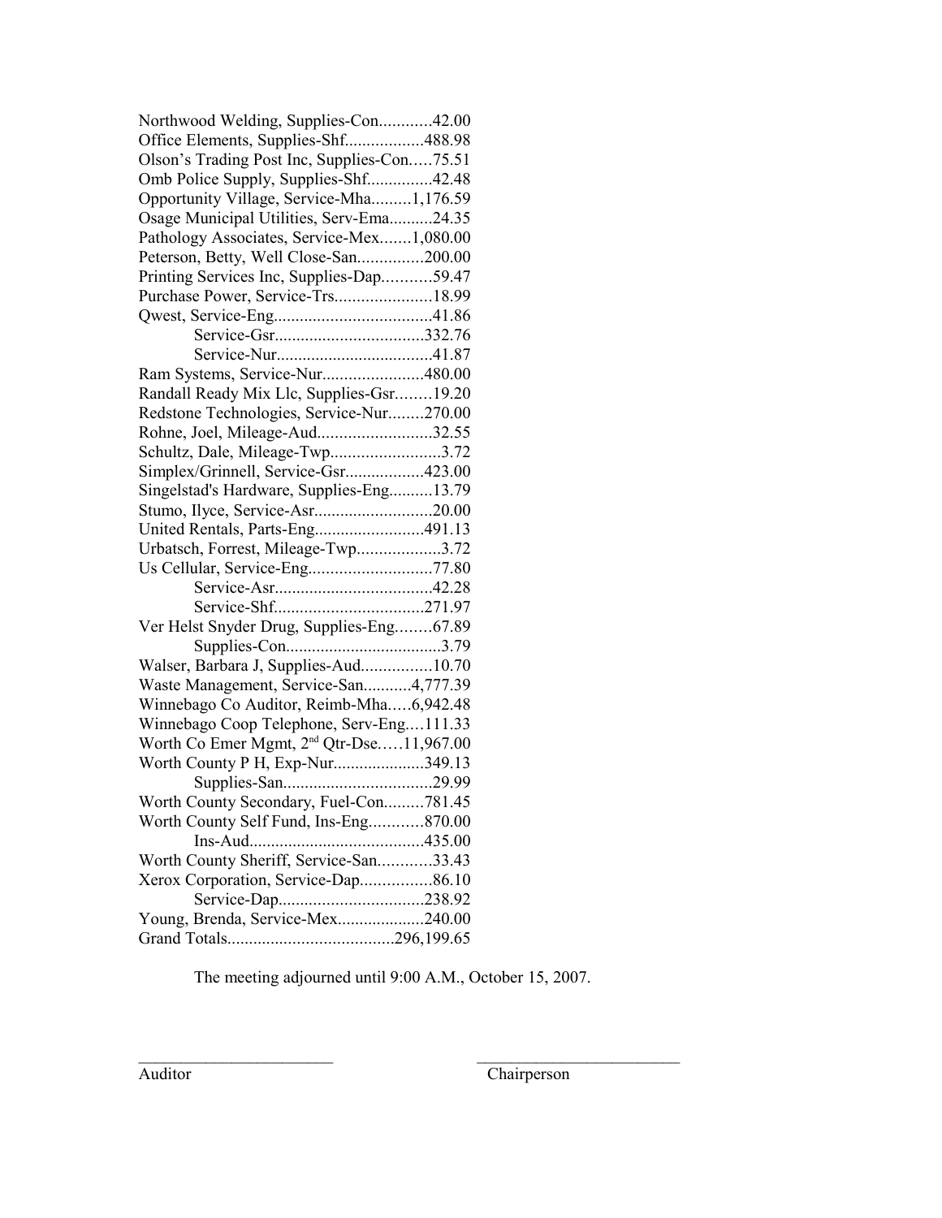Northwood Welding, Supplies-Con............42.00
Office Elements, Supplies-Shf..................488.98
Olson's Trading Post Inc, Supplies-Con.....75.51
Omb Police Supply, Supplies-Shf...............42.48
Opportunity Village, Service-Mha.........1,176.59
Osage Municipal Utilities, Serv-Ema..........24.35
Pathology Associates, Service-Mex.......1,080.00
Peterson, Betty, Well Close-San...............200.00
Printing Services Inc, Supplies-Dap...........59.47
Purchase Power, Service-Trs......................18.99
Qwest, Service-Eng....................................41.86
Service-Gsr..................................332.76
Service-Nur....................................41.87
Ram Systems, Service-Nur.......................480.00
Randall Ready Mix Llc, Supplies-Gsr........19.20
Redstone Technologies, Service-Nur........270.00
Rohne, Joel, Mileage-Aud..........................32.55
Schultz, Dale, Mileage-Twp.........................3.72
Simplex/Grinnell, Service-Gsr..................423.00
Singelstad's Hardware, Supplies-Eng..........13.79
Stumo, Ilyce, Service-Asr...........................20.00
United Rentals, Parts-Eng.........................491.13
Urbatsch, Forrest, Mileage-Twp...................3.72
Us Cellular, Service-Eng............................77.80
Service-Asr....................................42.28
Service-Shf..................................271.97
Ver Helst Snyder Drug, Supplies-Eng........67.89
Supplies-Con....................................3.79
Walser, Barbara J, Supplies-Aud................10.70
Waste Management, Service-San...........4,777.39
Winnebago Co Auditor, Reimb-Mha.....6,942.48
Winnebago Coop Telephone, Serv-Eng....111.33
Worth Co Emer Mgmt, 2nd Qtr-Dse.....11,967.00
Worth County P H, Exp-Nur.....................349.13
Supplies-San..................................29.99
Worth County Secondary, Fuel-Con.........781.45
Worth County Self Fund, Ins-Eng............870.00
Ins-Aud........................................435.00
Worth County Sheriff, Service-San............33.43
Xerox Corporation, Service-Dap................86.10
Service-Dap.................................238.92
Young, Brenda, Service-Mex....................240.00
Grand Totals.....................................296,199.65

The meeting adjourned until 9:00 A.M., October 15, 2007.

________________________ ________________________
Auditor Chairperson